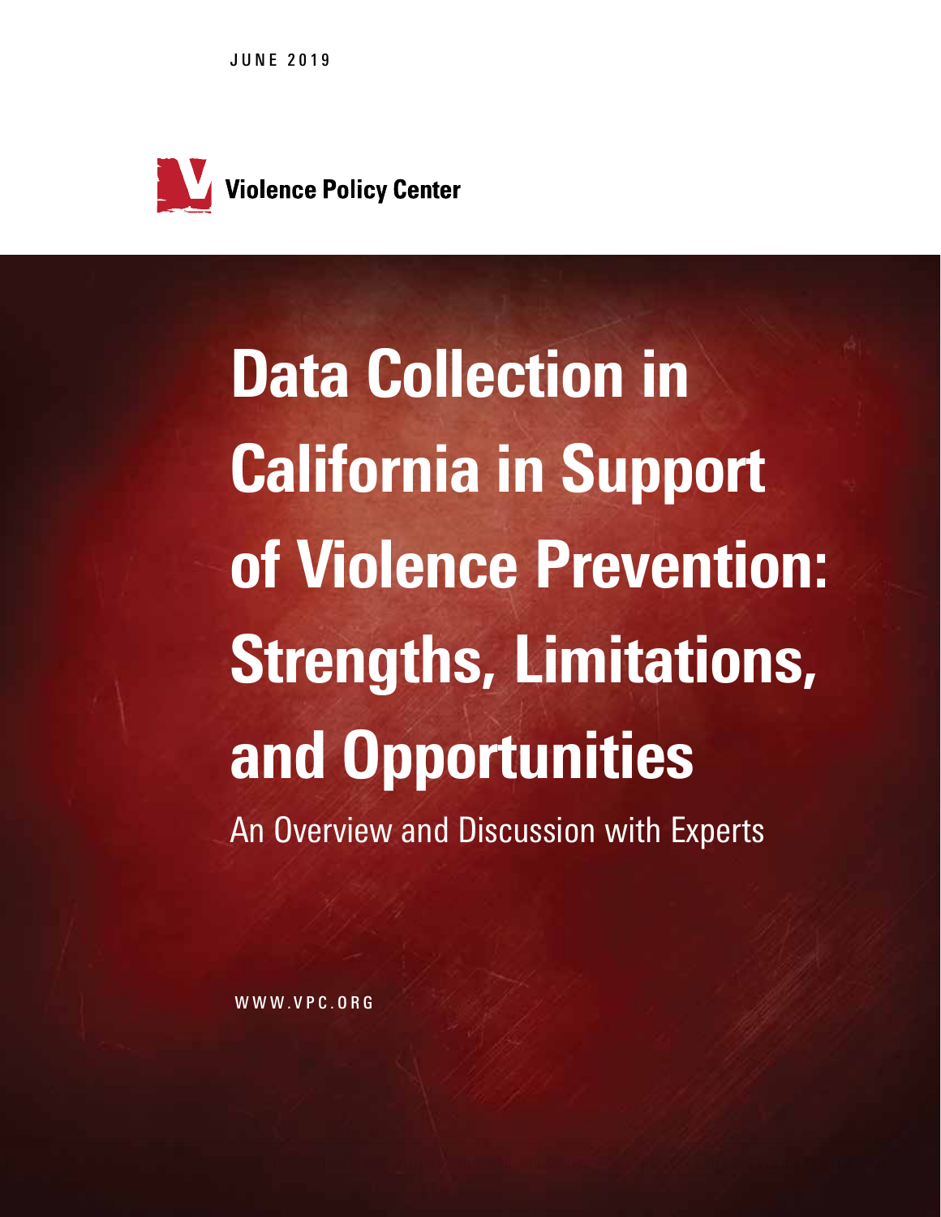JUNE 2019

Violence Policy Center

# Data Collection in California in Support of Violence Prevention: Strengths, Limitations, and Opportunities

An Overview and Discussion with Experts

WWW.VPC.ORG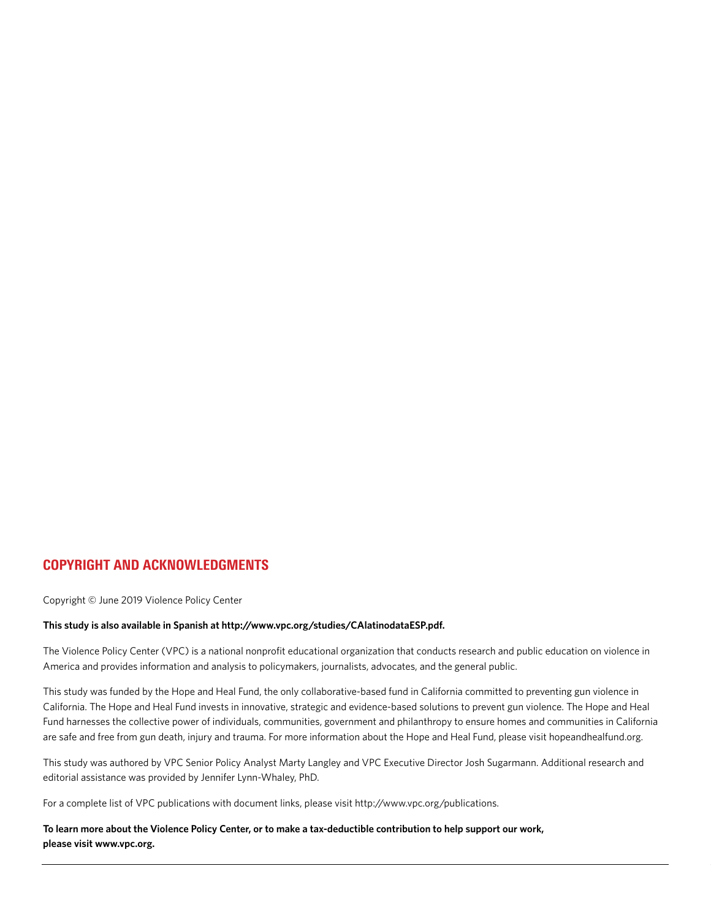## COPYRIGHT AND ACKNOWLEDGMENTS

Copyright © June 2019 Violence Policy Center

**This study is also available in Spanish at http://www.vpc.org/studies/CAlatinodataESP.pdf.**

The Violence Policy Center (VPC) is a national nonprofit educational organization that conducts research and public education on violence in America and provides information and analysis to policymakers, journalists, advocates, and the general public.

This study was funded by the Hope and Heal Fund, the only collaborative-based fund in California committed to preventing gun violence in California. The Hope and Heal Fund invests in innovative, strategic and evidence-based solutions to prevent gun violence. The Hope and Heal Fund harnesses the collective power of individuals, communities, government and philanthropy to ensure homes and communities in California are safe and free from gun death, injury and trauma. For more information about the Hope and Heal Fund, please visit hopeandhealfund.org.

This study was authored by VPC Senior Policy Analyst Marty Langley and VPC Executive Director Josh Sugarmann. Additional research and editorial assistance was provided by Jennifer Lynn-Whaley, PhD.

For a complete list of VPC publications with document links, please visit http://www.vpc.org/publications.

**To learn more about the Violence Policy Center, or to make a tax-deductible contribution to help support our work, please visit www.vpc.org.**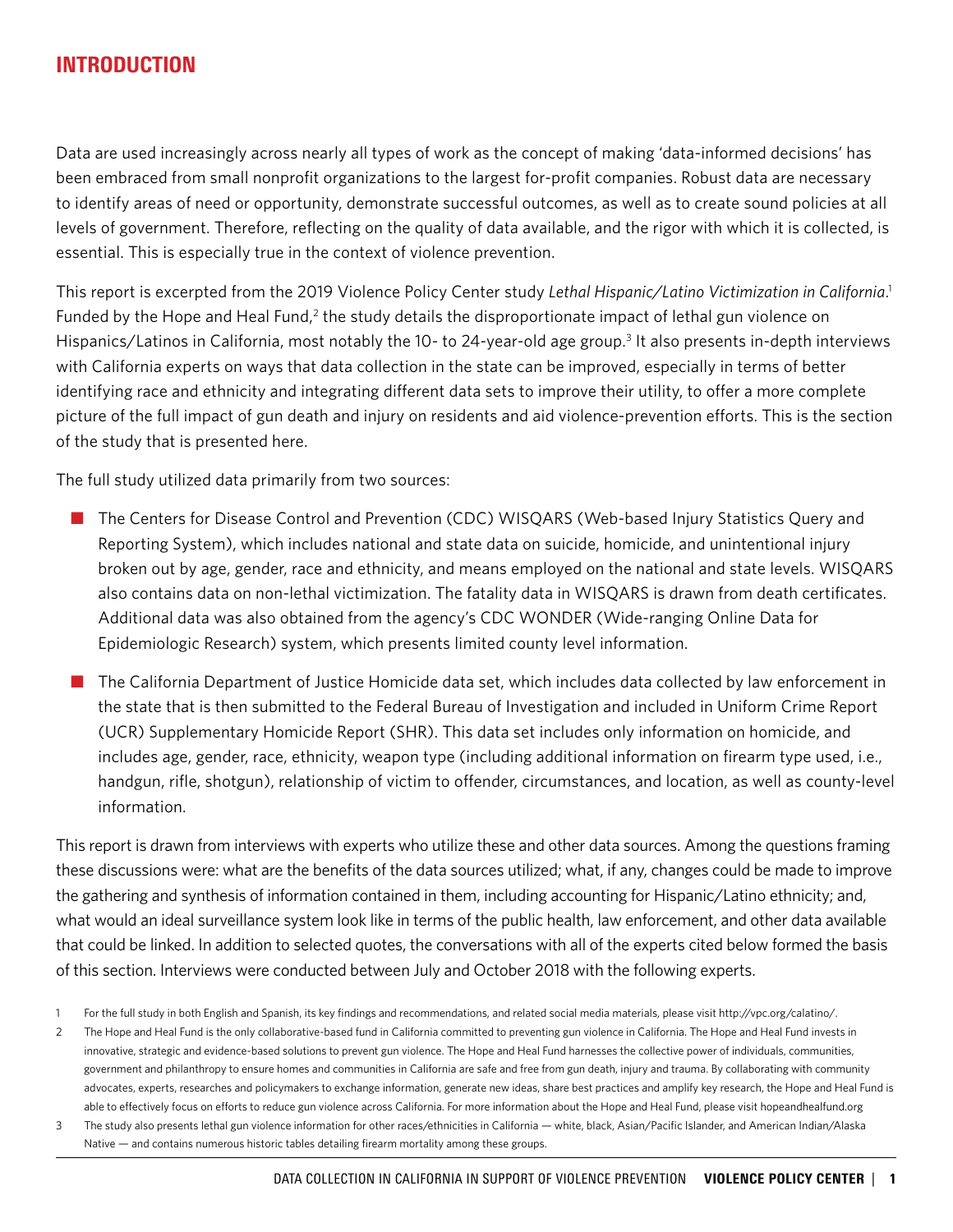# INTRODUCTION

Data are used increasingly across nearly all types of work as the concept of making 'data-informed decisions' has been embraced from small nonprofit organizations to the largest for-profit companies. Robust data are necessary to identify areas of need or opportunity, demonstrate successful outcomes, as well as to create sound policies at all levels of government. Therefore, reflecting on the quality of data available, and the rigor with which it is collected, is essential. This is especially true in the context of violence prevention.

This report is excerpted from the 2019 Violence Policy Center study *Lethal Hispanic/Latino Victimization in California*.[1] Funded by the Hope and Heal Fund,[2] the study details the disproportionate impact of lethal gun violence on Hispanics/Latinos in California, most notably the 10- to 24-year-old age group.[3] It also presents in-depth interviews with California experts on ways that data collection in the state can be improved, especially in terms of better identifying race and ethnicity and integrating different data sets to improve their utility, to offer a more complete picture of the full impact of gun death and injury on residents and aid violence-prevention efforts. This is the section of the study that is presented here.

The full study utilized data primarily from two sources:

- The Centers for Disease Control and Prevention (CDC) WISQARS (Web-based Injury Statistics Query and Reporting System), which includes national and state data on suicide, homicide, and unintentional injury broken out by age, gender, race and ethnicity, and means employed on the national and state levels. WISQARS also contains data on non-lethal victimization. The fatality data in WISQARS is drawn from death certificates. Additional data was also obtained from the agency's CDC WONDER (Wide-ranging Online Data for Epidemiologic Research) system, which presents limited county level information.

- The California Department of Justice Homicide data set, which includes data collected by law enforcement in the state that is then submitted to the Federal Bureau of Investigation and included in Uniform Crime Report (UCR) Supplementary Homicide Report (SHR). This data set includes only information on homicide, and includes age, gender, race, ethnicity, weapon type (including additional information on firearm type used, i.e., handgun, rifle, shotgun), relationship of victim to offender, circumstances, and location, as well as county-level information.

This report is drawn from interviews with experts who utilize these and other data sources. Among the questions framing these discussions were: what are the benefits of the data sources utilized; what, if any, changes could be made to improve the gathering and synthesis of information contained in them, including accounting for Hispanic/Latino ethnicity; and, what would an ideal surveillance system look like in terms of the public health, law enforcement, and other data available that could be linked. In addition to selected quotes, the conversations with all of the experts cited below formed the basis of this section. Interviews were conducted between July and October 2018 with the following experts.

1 For the full study in both English and Spanish, its key findings and recommendations, and related social media materials, please visit http://vpc.org/calatino/.

2 The Hope and Heal Fund is the only collaborative-based fund in California committed to preventing gun violence in California. The Hope and Heal Fund invests in innovative, strategic and evidence-based solutions to prevent gun violence. The Hope and Heal Fund harnesses the collective power of individuals, communities, government and philanthropy to ensure homes and communities in California are safe and free from gun death, injury and trauma. By collaborating with community advocates, experts, researches and policymakers to exchange information, generate new ideas, share best practices and amplify key research, the Hope and Heal Fund is able to effectively focus on efforts to reduce gun violence across California. For more information about the Hope and Heal Fund, please visit hopeandhealfund.org

3 The study also presents lethal gun violence information for other races/ethnicities in California — white, black, Asian/Pacific Islander, and American Indian/Alaska Native — and contains numerous historic tables detailing firearm mortality among these groups.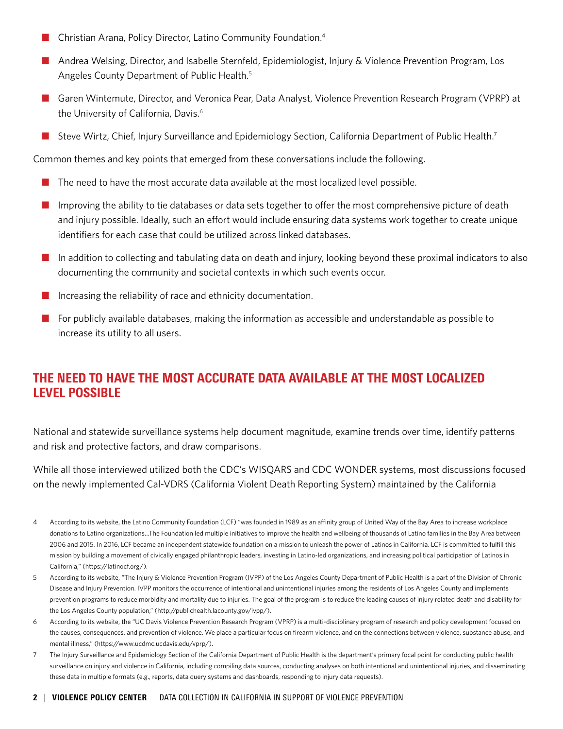- Christian Arana, Policy Director, Latino Community Foundation.[4]
- Andrea Welsing, Director, and Isabelle Sternfeld, Epidemiologist, Injury & Violence Prevention Program, Los Angeles County Department of Public Health.[5]
- Garen Wintemute, Director, and Veronica Pear, Data Analyst, Violence Prevention Research Program (VPRP) at the University of California, Davis.[6]
- Steve Wirtz, Chief, Injury Surveillance and Epidemiology Section, California Department of Public Health.[7]

Common themes and key points that emerged from these conversations include the following.

- The need to have the most accurate data available at the most localized level possible.
- Improving the ability to tie databases or data sets together to offer the most comprehensive picture of death and injury possible. Ideally, such an effort would include ensuring data systems work together to create unique identifiers for each case that could be utilized across linked databases.
- In addition to collecting and tabulating data on death and injury, looking beyond these proximal indicators to also documenting the community and societal contexts in which such events occur.
- Increasing the reliability of race and ethnicity documentation.
- For publicly available databases, making the information as accessible and understandable as possible to increase its utility to all users.

## THE NEED TO HAVE THE MOST ACCURATE DATA AVAILABLE AT THE MOST LOCALIZED LEVEL POSSIBLE

National and statewide surveillance systems help document magnitude, examine trends over time, identify patterns and risk and protective factors, and draw comparisons.

While all those interviewed utilized both the CDC's WISQARS and CDC WONDER systems, most discussions focused on the newly implemented Cal-VDRS (California Violent Death Reporting System) maintained by the California

4 According to its website, the Latino Community Foundation (LCF) "was founded in 1989 as an affinity group of United Way of the Bay Area to increase workplace donations to Latino organizations...The Foundation led multiple initiatives to improve the health and wellbeing of thousands of Latino families in the Bay Area between 2006 and 2015. In 2016, LCF became an independent statewide foundation on a mission to unleash the power of Latinos in California. LCF is committed to fulfill this mission by building a movement of civically engaged philanthropic leaders, investing in Latino-led organizations, and increasing political participation of Latinos in California," (https://latinocf.org/).

5 According to its website, "The Injury & Violence Prevention Program (IVPP) of the Los Angeles County Department of Public Health is a part of the Division of Chronic Disease and Injury Prevention. IVPP monitors the occurrence of intentional and unintentional injuries among the residents of Los Angeles County and implements prevention programs to reduce morbidity and mortality due to injuries. The goal of the program is to reduce the leading causes of injury related death and disability for the Los Angeles County population," (http://publichealth.lacounty.gov/ivpp/).

6 According to its website, the "UC Davis Violence Prevention Research Program (VPRP) is a multi-disciplinary program of research and policy development focused on the causes, consequences, and prevention of violence. We place a particular focus on firearm violence, and on the connections between violence, substance abuse, and mental illness," (https://www.ucdmc.ucdavis.edu/vprp/).

7 The Injury Surveillance and Epidemiology Section of the California Department of Public Health is the department's primary focal point for conducting public health surveillance on injury and violence in California, including compiling data sources, conducting analyses on both intentional and unintentional injuries, and disseminating these data in multiple formats (e.g., reports, data query systems and dashboards, responding to injury data requests).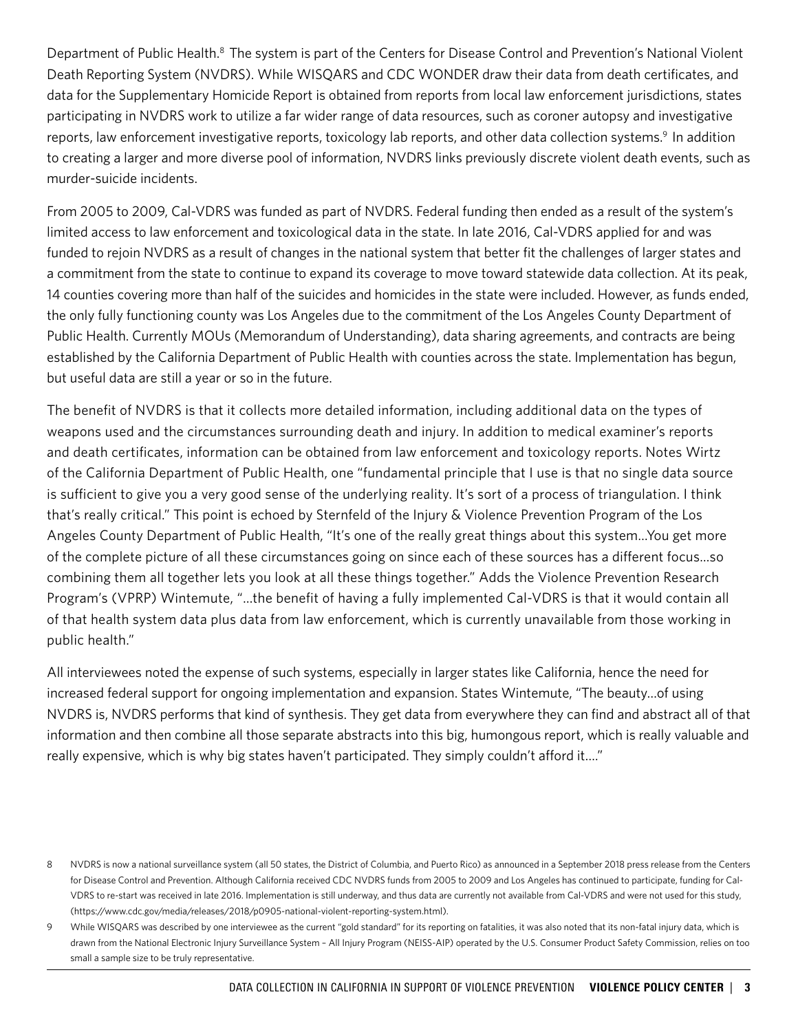Department of Public Health.[8] The system is part of the Centers for Disease Control and Prevention's National Violent Death Reporting System (NVDRS). While WISQARS and CDC WONDER draw their data from death certificates, and data for the Supplementary Homicide Report is obtained from reports from local law enforcement jurisdictions, states participating in NVDRS work to utilize a far wider range of data resources, such as coroner autopsy and investigative reports, law enforcement investigative reports, toxicology lab reports, and other data collection systems.[9] In addition to creating a larger and more diverse pool of information, NVDRS links previously discrete violent death events, such as murder-suicide incidents.

From 2005 to 2009, Cal-VDRS was funded as part of NVDRS. Federal funding then ended as a result of the system's limited access to law enforcement and toxicological data in the state. In late 2016, Cal-VDRS applied for and was funded to rejoin NVDRS as a result of changes in the national system that better fit the challenges of larger states and a commitment from the state to continue to expand its coverage to move toward statewide data collection. At its peak, 14 counties covering more than half of the suicides and homicides in the state were included. However, as funds ended, the only fully functioning county was Los Angeles due to the commitment of the Los Angeles County Department of Public Health. Currently MOUs (Memorandum of Understanding), data sharing agreements, and contracts are being established by the California Department of Public Health with counties across the state. Implementation has begun, but useful data are still a year or so in the future.

The benefit of NVDRS is that it collects more detailed information, including additional data on the types of weapons used and the circumstances surrounding death and injury. In addition to medical examiner's reports and death certificates, information can be obtained from law enforcement and toxicology reports. Notes Wirtz of the California Department of Public Health, one "fundamental principle that I use is that no single data source is sufficient to give you a very good sense of the underlying reality. It's sort of a process of triangulation. I think that's really critical." This point is echoed by Sternfeld of the Injury & Violence Prevention Program of the Los Angeles County Department of Public Health, "It's one of the really great things about this system…You get more of the complete picture of all these circumstances going on since each of these sources has a different focus…so combining them all together lets you look at all these things together." Adds the Violence Prevention Research Program's (VPRP) Wintemute, "…the benefit of having a fully implemented Cal-VDRS is that it would contain all of that health system data plus data from law enforcement, which is currently unavailable from those working in public health."

All interviewees noted the expense of such systems, especially in larger states like California, hence the need for increased federal support for ongoing implementation and expansion. States Wintemute, "The beauty…of using NVDRS is, NVDRS performs that kind of synthesis. They get data from everywhere they can find and abstract all of that information and then combine all those separate abstracts into this big, humongous report, which is really valuable and really expensive, which is why big states haven't participated. They simply couldn't afford it…."

---

8 NVDRS is now a national surveillance system (all 50 states, the District of Columbia, and Puerto Rico) as announced in a September 2018 press release from the Centers for Disease Control and Prevention. Although California received CDC NVDRS funds from 2005 to 2009 and Los Angeles has continued to participate, funding for Cal-VDRS to re-start was received in late 2016. Implementation is still underway, and thus data are currently not available from Cal-VDRS and were not used for this study, (https://www.cdc.gov/media/releases/2018/p0905-national-violent-reporting-system.html).

9 While WISQARS was described by one interviewee as the current "gold standard" for its reporting on fatalities, it was also noted that its non-fatal injury data, which is drawn from the National Electronic Injury Surveillance System – All Injury Program (NEISS-AIP) operated by the U.S. Consumer Product Safety Commission, relies on too small a sample size to be truly representative.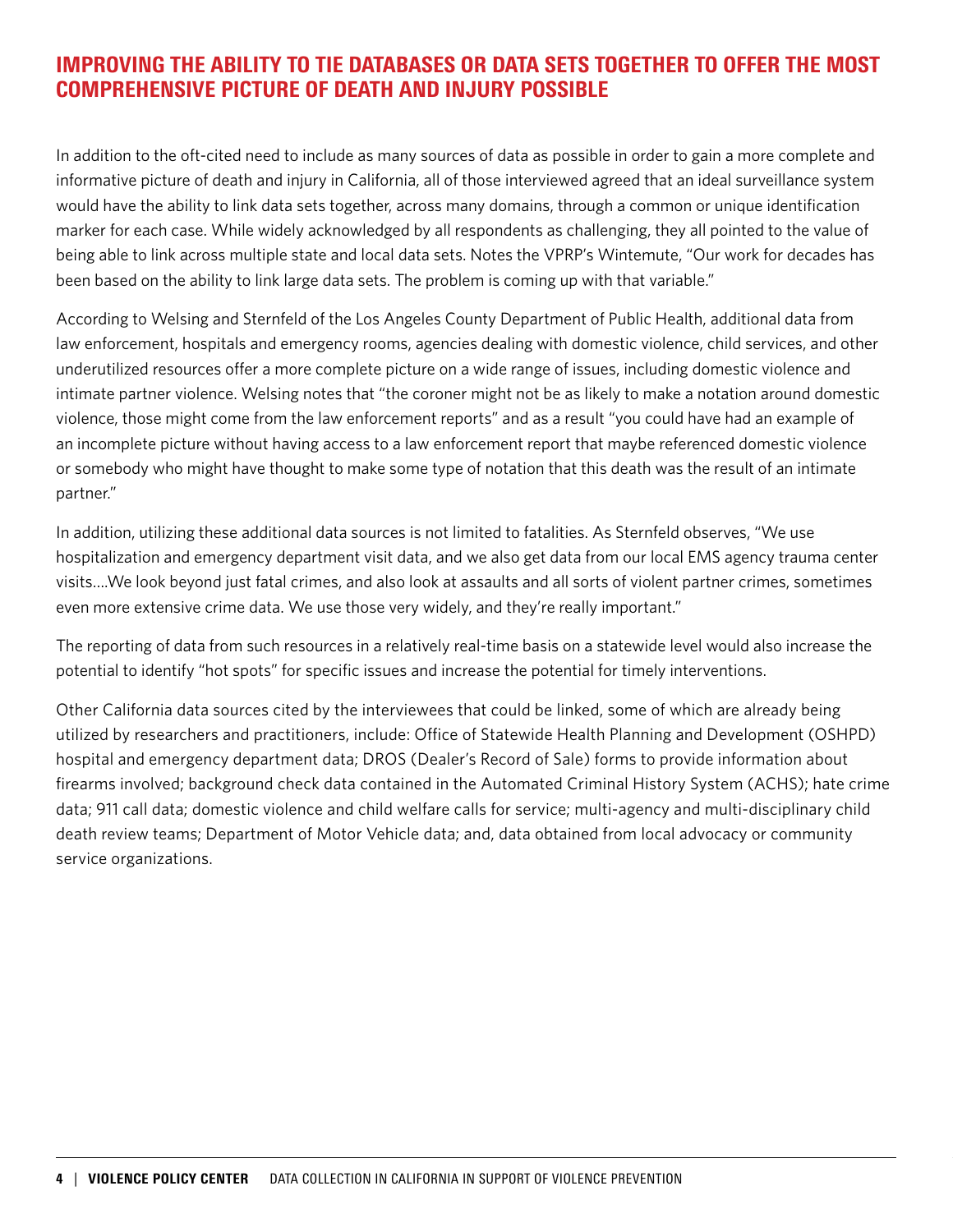## IMPROVING THE ABILITY TO TIE DATABASES OR DATA SETS TOGETHER TO OFFER THE MOST COMPREHENSIVE PICTURE OF DEATH AND INJURY POSSIBLE

In addition to the oft-cited need to include as many sources of data as possible in order to gain a more complete and informative picture of death and injury in California, all of those interviewed agreed that an ideal surveillance system would have the ability to link data sets together, across many domains, through a common or unique identification marker for each case. While widely acknowledged by all respondents as challenging, they all pointed to the value of being able to link across multiple state and local data sets. Notes the VPRP's Wintemute, "Our work for decades has been based on the ability to link large data sets. The problem is coming up with that variable."

According to Welsing and Sternfeld of the Los Angeles County Department of Public Health, additional data from law enforcement, hospitals and emergency rooms, agencies dealing with domestic violence, child services, and other underutilized resources offer a more complete picture on a wide range of issues, including domestic violence and intimate partner violence. Welsing notes that "the coroner might not be as likely to make a notation around domestic violence, those might come from the law enforcement reports" and as a result "you could have had an example of an incomplete picture without having access to a law enforcement report that maybe referenced domestic violence or somebody who might have thought to make some type of notation that this death was the result of an intimate partner."

In addition, utilizing these additional data sources is not limited to fatalities. As Sternfeld observes, "We use hospitalization and emergency department visit data, and we also get data from our local EMS agency trauma center visits....We look beyond just fatal crimes, and also look at assaults and all sorts of violent partner crimes, sometimes even more extensive crime data. We use those very widely, and they're really important."

The reporting of data from such resources in a relatively real-time basis on a statewide level would also increase the potential to identify "hot spots" for specific issues and increase the potential for timely interventions.

Other California data sources cited by the interviewees that could be linked, some of which are already being utilized by researchers and practitioners, include: Office of Statewide Health Planning and Development (OSHPD) hospital and emergency department data; DROS (Dealer's Record of Sale) forms to provide information about firearms involved; background check data contained in the Automated Criminal History System (ACHS); hate crime data; 911 call data; domestic violence and child welfare calls for service; multi-agency and multi-disciplinary child death review teams; Department of Motor Vehicle data; and, data obtained from local advocacy or community service organizations.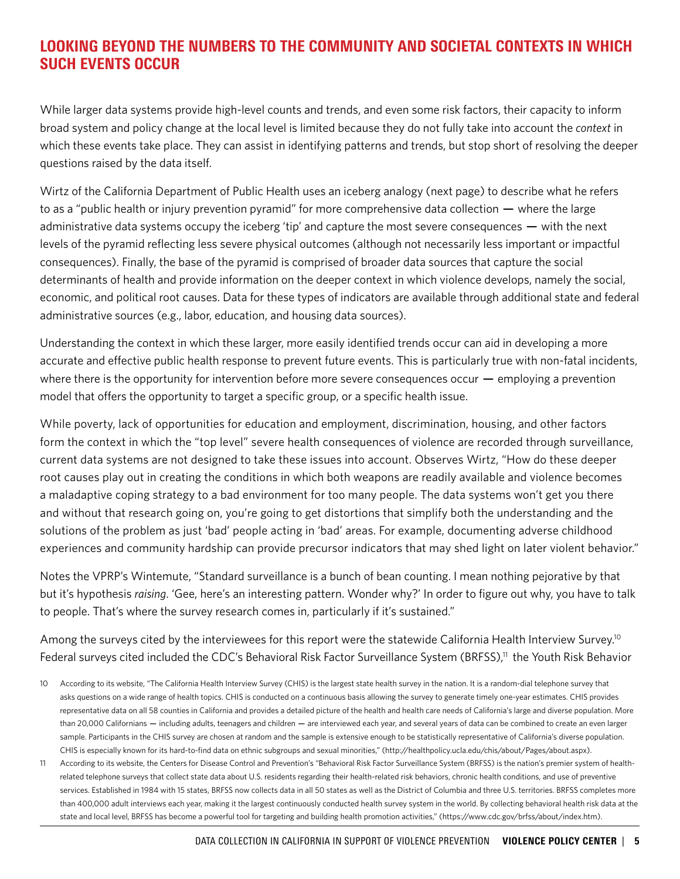## LOOKING BEYOND THE NUMBERS TO THE COMMUNITY AND SOCIETAL CONTEXTS IN WHICH SUCH EVENTS OCCUR

While larger data systems provide high-level counts and trends, and even some risk factors, their capacity to inform broad system and policy change at the local level is limited because they do not fully take into account the *context* in which these events take place. They can assist in identifying patterns and trends, but stop short of resolving the deeper questions raised by the data itself.

Wirtz of the California Department of Public Health uses an iceberg analogy (next page) to describe what he refers to as a "public health or injury prevention pyramid" for more comprehensive data collection — where the large administrative data systems occupy the iceberg 'tip' and capture the most severe consequences — with the next levels of the pyramid reflecting less severe physical outcomes (although not necessarily less important or impactful consequences). Finally, the base of the pyramid is comprised of broader data sources that capture the social determinants of health and provide information on the deeper context in which violence develops, namely the social, economic, and political root causes. Data for these types of indicators are available through additional state and federal administrative sources (e.g., labor, education, and housing data sources).

Understanding the context in which these larger, more easily identified trends occur can aid in developing a more accurate and effective public health response to prevent future events. This is particularly true with non-fatal incidents, where there is the opportunity for intervention before more severe consequences occur — employing a prevention model that offers the opportunity to target a specific group, or a specific health issue.

While poverty, lack of opportunities for education and employment, discrimination, housing, and other factors form the context in which the "top level" severe health consequences of violence are recorded through surveillance, current data systems are not designed to take these issues into account. Observes Wirtz, "How do these deeper root causes play out in creating the conditions in which both weapons are readily available and violence becomes a maladaptive coping strategy to a bad environment for too many people. The data systems won't get you there and without that research going on, you're going to get distortions that simplify both the understanding and the solutions of the problem as just 'bad' people acting in 'bad' areas. For example, documenting adverse childhood experiences and community hardship can provide precursor indicators that may shed light on later violent behavior."

Notes the VPRP's Wintemute, "Standard surveillance is a bunch of bean counting. I mean nothing pejorative by that but it's hypothesis *raising*. 'Gee, here's an interesting pattern. Wonder why?' In order to figure out why, you have to talk to people. That's where the survey research comes in, particularly if it's sustained."

Among the surveys cited by the interviewees for this report were the statewide California Health Interview Survey.[10] Federal surveys cited included the CDC's Behavioral Risk Factor Surveillance System (BRFSS),[11] the Youth Risk Behavior

10 According to its website, "The California Health Interview Survey (CHIS) is the largest state health survey in the nation. It is a random-dial telephone survey that asks questions on a wide range of health topics. CHIS is conducted on a continuous basis allowing the survey to generate timely one-year estimates. CHIS provides representative data on all 58 counties in California and provides a detailed picture of the health and health care needs of California's large and diverse population. More than 20,000 Californians — including adults, teenagers and children — are interviewed each year, and several years of data can be combined to create an even larger sample. Participants in the CHIS survey are chosen at random and the sample is extensive enough to be statistically representative of California's diverse population. CHIS is especially known for its hard-to-find data on ethnic subgroups and sexual minorities," (http://healthpolicy.ucla.edu/chis/about/Pages/about.aspx).

11 According to its website, the Centers for Disease Control and Prevention's "Behavioral Risk Factor Surveillance System (BRFSS) is the nation's premier system of health-related telephone surveys that collect state data about U.S. residents regarding their health-related risk behaviors, chronic health conditions, and use of preventive services. Established in 1984 with 15 states, BRFSS now collects data in all 50 states as well as the District of Columbia and three U.S. territories. BRFSS completes more than 400,000 adult interviews each year, making it the largest continuously conducted health survey system in the world. By collecting behavioral health risk data at the state and local level, BRFSS has become a powerful tool for targeting and building health promotion activities," (https://www.cdc.gov/brfss/about/index.htm).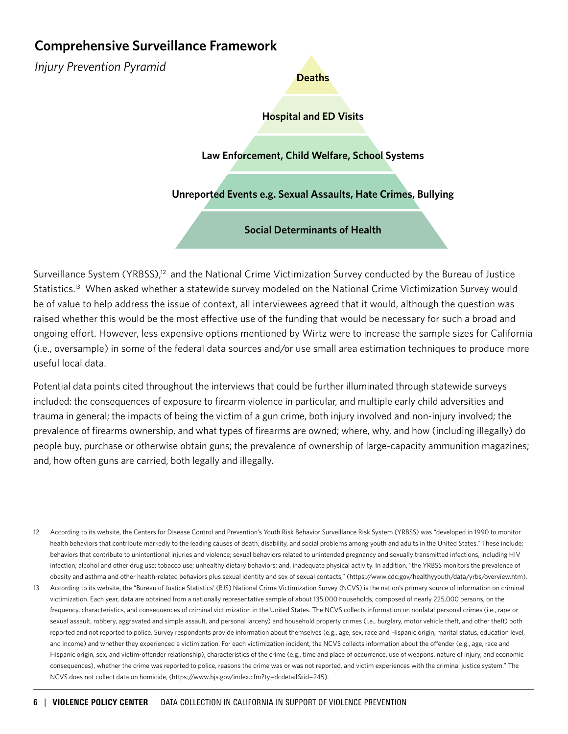## Comprehensive Surveillance Framework

*Injury Prevention Pyramid*

- Deaths
- Hospital and ED Visits
- Law Enforcement, Child Welfare, School Systems
- Unreported Events e.g. Sexual Assaults, Hate Crimes, Bullying
- Social Determinants of Health

Surveillance System (YRBSS),[12] and the National Crime Victimization Survey conducted by the Bureau of Justice Statistics.[13] When asked whether a statewide survey modeled on the National Crime Victimization Survey would be of value to help address the issue of context, all interviewees agreed that it would, although the question was raised whether this would be the most effective use of the funding that would be necessary for such a broad and ongoing effort. However, less expensive options mentioned by Wirtz were to increase the sample sizes for California (i.e., oversample) in some of the federal data sources and/or use small area estimation techniques to produce more useful local data.

Potential data points cited throughout the interviews that could be further illuminated through statewide surveys included: the consequences of exposure to firearm violence in particular, and multiple early child adversities and trauma in general; the impacts of being the victim of a gun crime, both injury involved and non-injury involved; the prevalence of firearms ownership, and what types of firearms are owned; where, why, and how (including illegally) do people buy, purchase or otherwise obtain guns; the prevalence of ownership of large-capacity ammunition magazines; and, how often guns are carried, both legally and illegally.

12 According to its website, the Centers for Disease Control and Prevention's Youth Risk Behavior Surveillance Risk System (YRBSS) was "developed in 1990 to monitor health behaviors that contribute markedly to the leading causes of death, disability, and social problems among youth and adults in the United States." These include: behaviors that contribute to unintentional injuries and violence; sexual behaviors related to unintended pregnancy and sexually transmitted infections, including HIV infection; alcohol and other drug use; tobacco use; unhealthy dietary behaviors; and, inadequate physical activity. In addition, "the YRBSS monitors the prevalence of obesity and asthma and other health-related behaviors plus sexual identity and sex of sexual contacts," (https://www.cdc.gov/healthyyouth/data/yrbs/overview.htm).

13 According to its website, the "Bureau of Justice Statistics' (BJS) National Crime Victimization Survey (NCVS) is the nation's primary source of information on criminal victimization. Each year, data are obtained from a nationally representative sample of about 135,000 households, composed of nearly 225,000 persons, on the frequency, characteristics, and consequences of criminal victimization in the United States. The NCVS collects information on nonfatal personal crimes (i.e., rape or sexual assault, robbery, aggravated and simple assault, and personal larceny) and household property crimes (i.e., burglary, motor vehicle theft, and other theft) both reported and not reported to police. Survey respondents provide information about themselves (e.g., age, sex, race and Hispanic origin, marital status, education level, and income) and whether they experienced a victimization. For each victimization incident, the NCVS collects information about the offender (e.g., age, race and Hispanic origin, sex, and victim-offender relationship), characteristics of the crime (e.g., time and place of occurrence, use of weapons, nature of injury, and economic consequences), whether the crime was reported to police, reasons the crime was or was not reported, and victim experiences with the criminal justice system." The NCVS does not collect data on homicide, (https://www.bjs.gov/index.cfm?ty=dcdetail&iid=245).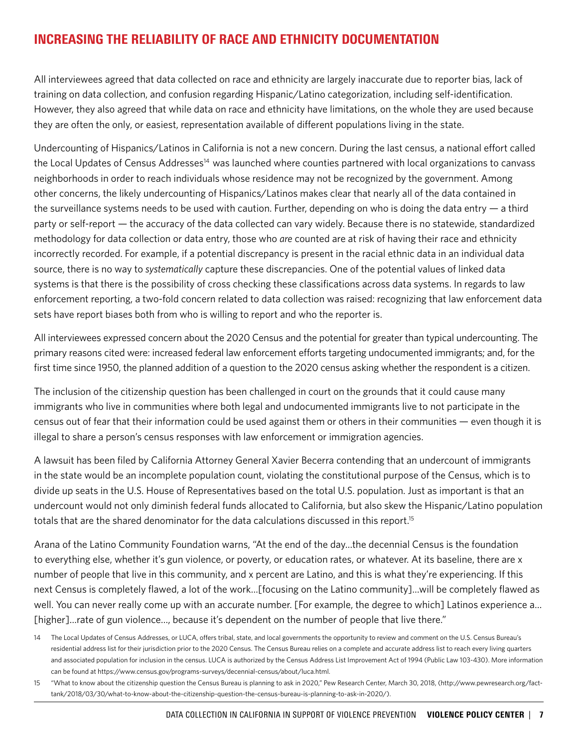## INCREASING THE RELIABILITY OF RACE AND ETHNICITY DOCUMENTATION

All interviewees agreed that data collected on race and ethnicity are largely inaccurate due to reporter bias, lack of training on data collection, and confusion regarding Hispanic/Latino categorization, including self-identification. However, they also agreed that while data on race and ethnicity have limitations, on the whole they are used because they are often the only, or easiest, representation available of different populations living in the state.

Undercounting of Hispanics/Latinos in California is not a new concern. During the last census, a national effort called the Local Updates of Census Addresses[14] was launched where counties partnered with local organizations to canvass neighborhoods in order to reach individuals whose residence may not be recognized by the government. Among other concerns, the likely undercounting of Hispanics/Latinos makes clear that nearly all of the data contained in the surveillance systems needs to be used with caution. Further, depending on who is doing the data entry — a third party or self-report — the accuracy of the data collected can vary widely. Because there is no statewide, standardized methodology for data collection or data entry, those who *are* counted are at risk of having their race and ethnicity incorrectly recorded. For example, if a potential discrepancy is present in the racial ethnic data in an individual data source, there is no way to *systematically* capture these discrepancies. One of the potential values of linked data systems is that there is the possibility of cross checking these classifications across data systems. In regards to law enforcement reporting, a two-fold concern related to data collection was raised: recognizing that law enforcement data sets have report biases both from who is willing to report and who the reporter is.

All interviewees expressed concern about the 2020 Census and the potential for greater than typical undercounting. The primary reasons cited were: increased federal law enforcement efforts targeting undocumented immigrants; and, for the first time since 1950, the planned addition of a question to the 2020 census asking whether the respondent is a citizen.

The inclusion of the citizenship question has been challenged in court on the grounds that it could cause many immigrants who live in communities where both legal and undocumented immigrants live to not participate in the census out of fear that their information could be used against them or others in their communities — even though it is illegal to share a person's census responses with law enforcement or immigration agencies.

A lawsuit has been filed by California Attorney General Xavier Becerra contending that an undercount of immigrants in the state would be an incomplete population count, violating the constitutional purpose of the Census, which is to divide up seats in the U.S. House of Representatives based on the total U.S. population. Just as important is that an undercount would not only diminish federal funds allocated to California, but also skew the Hispanic/Latino population totals that are the shared denominator for the data calculations discussed in this report.[15]

Arana of the Latino Community Foundation warns, "At the end of the day…the decennial Census is the foundation to everything else, whether it's gun violence, or poverty, or education rates, or whatever. At its baseline, there are x number of people that live in this community, and x percent are Latino, and this is what they're experiencing. If this next Census is completely flawed, a lot of the work…[focusing on the Latino community]…will be completely flawed as well. You can never really come up with an accurate number. [For example, the degree to which] Latinos experience a…[higher]…rate of gun violence…, because it's dependent on the number of people that live there."

14 The Local Updates of Census Addresses, or LUCA, offers tribal, state, and local governments the opportunity to review and comment on the U.S. Census Bureau's residential address list for their jurisdiction prior to the 2020 Census. The Census Bureau relies on a complete and accurate address list to reach every living quarters and associated population for inclusion in the census. LUCA is authorized by the Census Address List Improvement Act of 1994 (Public Law 103-430). More information can be found at https://www.census.gov/programs-surveys/decennial-census/about/luca.html.

15 "What to know about the citizenship question the Census Bureau is planning to ask in 2020," Pew Research Center, March 30, 2018, (http://www.pewresearch.org/fact-tank/2018/03/30/what-to-know-about-the-citizenship-question-the-census-bureau-is-planning-to-ask-in-2020/).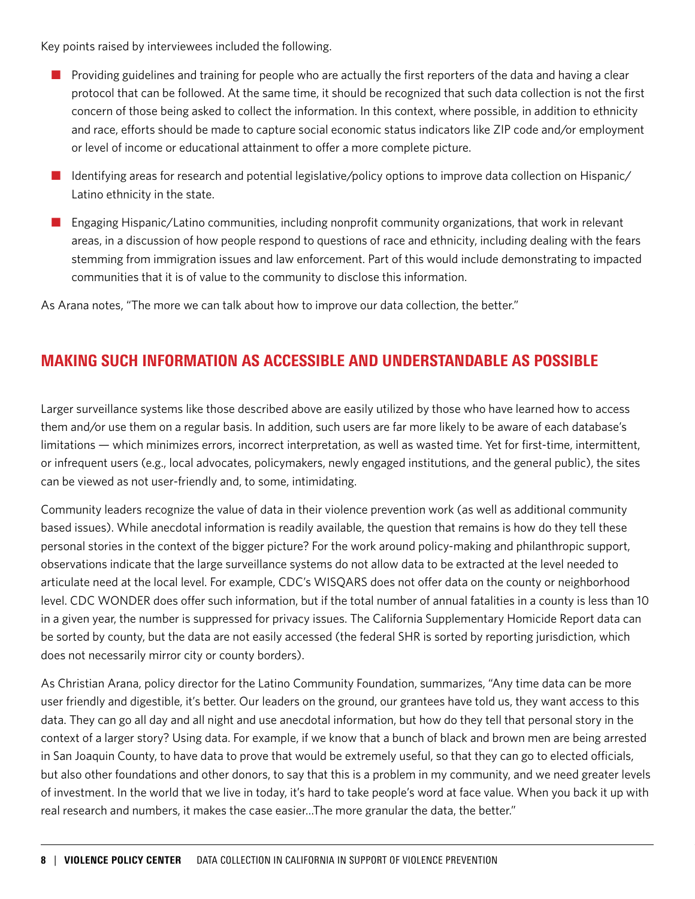Key points raised by interviewees included the following.

- Providing guidelines and training for people who are actually the first reporters of the data and having a clear protocol that can be followed. At the same time, it should be recognized that such data collection is not the first concern of those being asked to collect the information. In this context, where possible, in addition to ethnicity and race, efforts should be made to capture social economic status indicators like ZIP code and/or employment or level of income or educational attainment to offer a more complete picture.
- Identifying areas for research and potential legislative/policy options to improve data collection on Hispanic/Latino ethnicity in the state.
- Engaging Hispanic/Latino communities, including nonprofit community organizations, that work in relevant areas, in a discussion of how people respond to questions of race and ethnicity, including dealing with the fears stemming from immigration issues and law enforcement. Part of this would include demonstrating to impacted communities that it is of value to the community to disclose this information.

As Arana notes, "The more we can talk about how to improve our data collection, the better."

## MAKING SUCH INFORMATION AS ACCESSIBLE AND UNDERSTANDABLE AS POSSIBLE

Larger surveillance systems like those described above are easily utilized by those who have learned how to access them and/or use them on a regular basis. In addition, such users are far more likely to be aware of each database's limitations — which minimizes errors, incorrect interpretation, as well as wasted time. Yet for first-time, intermittent, or infrequent users (e.g., local advocates, policymakers, newly engaged institutions, and the general public), the sites can be viewed as not user-friendly and, to some, intimidating.

Community leaders recognize the value of data in their violence prevention work (as well as additional community based issues). While anecdotal information is readily available, the question that remains is how do they tell these personal stories in the context of the bigger picture? For the work around policy-making and philanthropic support, observations indicate that the large surveillance systems do not allow data to be extracted at the level needed to articulate need at the local level. For example, CDC's WISQARS does not offer data on the county or neighborhood level. CDC WONDER does offer such information, but if the total number of annual fatalities in a county is less than 10 in a given year, the number is suppressed for privacy issues. The California Supplementary Homicide Report data can be sorted by county, but the data are not easily accessed (the federal SHR is sorted by reporting jurisdiction, which does not necessarily mirror city or county borders).

As Christian Arana, policy director for the Latino Community Foundation, summarizes, "Any time data can be more user friendly and digestible, it's better. Our leaders on the ground, our grantees have told us, they want access to this data. They can go all day and all night and use anecdotal information, but how do they tell that personal story in the context of a larger story? Using data. For example, if we know that a bunch of black and brown men are being arrested in San Joaquin County, to have data to prove that would be extremely useful, so that they can go to elected officials, but also other foundations and other donors, to say that this is a problem in my community, and we need greater levels of investment. In the world that we live in today, it's hard to take people's word at face value. When you back it up with real research and numbers, it makes the case easier...The more granular the data, the better."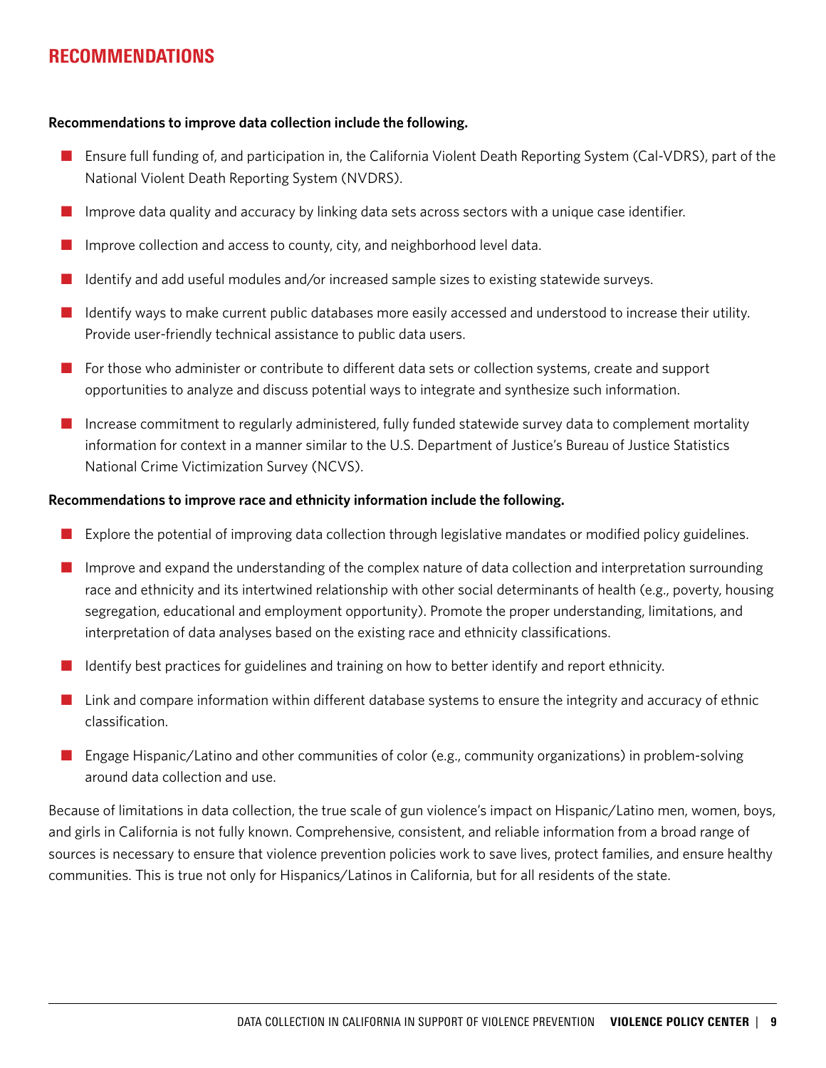## RECOMMENDATIONS

**Recommendations to improve data collection include the following.**

- Ensure full funding of, and participation in, the California Violent Death Reporting System (Cal-VDRS), part of the National Violent Death Reporting System (NVDRS).
- Improve data quality and accuracy by linking data sets across sectors with a unique case identifier.
- Improve collection and access to county, city, and neighborhood level data.
- Identify and add useful modules and/or increased sample sizes to existing statewide surveys.
- Identify ways to make current public databases more easily accessed and understood to increase their utility. Provide user-friendly technical assistance to public data users.
- For those who administer or contribute to different data sets or collection systems, create and support opportunities to analyze and discuss potential ways to integrate and synthesize such information.
- Increase commitment to regularly administered, fully funded statewide survey data to complement mortality information for context in a manner similar to the U.S. Department of Justice's Bureau of Justice Statistics National Crime Victimization Survey (NCVS).

**Recommendations to improve race and ethnicity information include the following.**

- Explore the potential of improving data collection through legislative mandates or modified policy guidelines.
- Improve and expand the understanding of the complex nature of data collection and interpretation surrounding race and ethnicity and its intertwined relationship with other social determinants of health (e.g., poverty, housing segregation, educational and employment opportunity). Promote the proper understanding, limitations, and interpretation of data analyses based on the existing race and ethnicity classifications.
- Identify best practices for guidelines and training on how to better identify and report ethnicity.
- Link and compare information within different database systems to ensure the integrity and accuracy of ethnic classification.
- Engage Hispanic/Latino and other communities of color (e.g., community organizations) in problem-solving around data collection and use.

Because of limitations in data collection, the true scale of gun violence's impact on Hispanic/Latino men, women, boys, and girls in California is not fully known. Comprehensive, consistent, and reliable information from a broad range of sources is necessary to ensure that violence prevention policies work to save lives, protect families, and ensure healthy communities. This is true not only for Hispanics/Latinos in California, but for all residents of the state.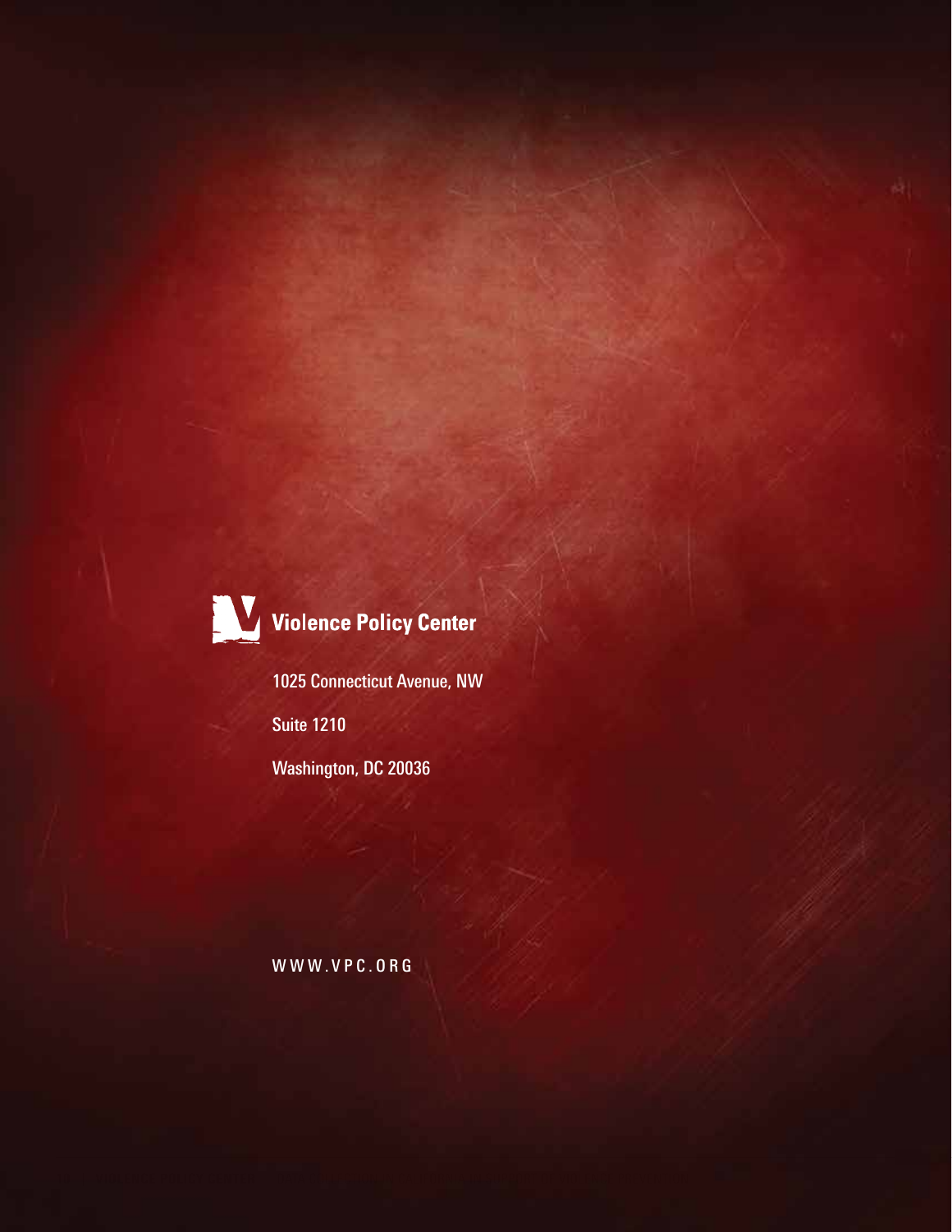**Violence Policy Center**

1025 Connecticut Avenue, NW

Suite 1210

Washington, DC 20036

WWW.VPC.ORG